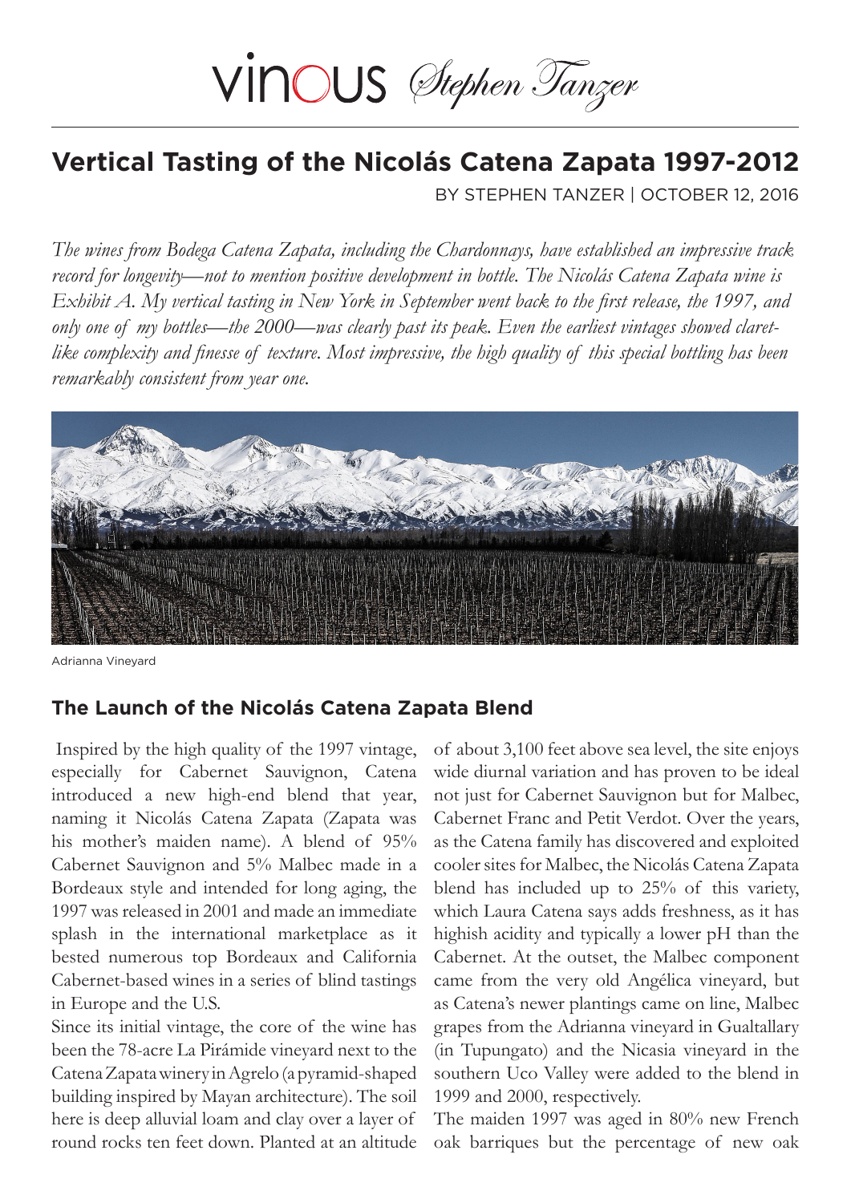# Vertical Tasting of the Nicolás Catena Zapata 1997-2012

BY STEPHEN TANZER | OCTOBER 12, 2016

*The wines from Bodega Catena Zapata, including the Chardonnays, have established an impressive track record for longevity—not to mention positive development in bottle. The Nicolás Catena Zapata wine is Exhibit A. My vertical tasting in New York in September went back to the first release, the 1997, and only one of my bottles—the 2000—was clearly past its peak. Even the earliest vintages showed claret-like complexity and finesse of texture. Most impressive, the high quality of this special bottling has been remarkably consistent from year one.*

Adrianna Vineyard

## The Launch of the Nicolás Catena Zapata Blend

Inspired by the high quality of the 1997 vintage, especially for Cabernet Sauvignon, Catena introduced a new high-end blend that year, naming it Nicolás Catena Zapata (Zapata was his mother's maiden name). A blend of 95% Cabernet Sauvignon and 5% Malbec made in a Bordeaux style and intended for long aging, the 1997 was released in 2001 and made an immediate splash in the international marketplace as it bested numerous top Bordeaux and California Cabernet-based wines in a series of blind tastings in Europe and the U.S.

Since its initial vintage, the core of the wine has been the 78-acre La Pirámide vineyard next to the Catena Zapata winery in Agrelo (a pyramid-shaped building inspired by Mayan architecture). The soil here is deep alluvial loam and clay over a layer of round rocks ten feet down. Planted at an altitude of about 3,100 feet above sea level, the site enjoys wide diurnal variation and has proven to be ideal not just for Cabernet Sauvignon but for Malbec, Cabernet Franc and Petit Verdot. Over the years, as the Catena family has discovered and exploited cooler sites for Malbec, the Nicolás Catena Zapata blend has included up to 25% of this variety, which Laura Catena says adds freshness, as it has highish acidity and typically a lower pH than the Cabernet. At the outset, the Malbec component came from the very old Angélica vineyard, but as Catena's newer plantings came on line, Malbec grapes from the Adrianna vineyard in Gualtallary (in Tupungato) and the Nicasia vineyard in the southern Uco Valley were added to the blend in 1999 and 2000, respectively.

The maiden 1997 was aged in 80% new French oak barriques but the percentage of new oak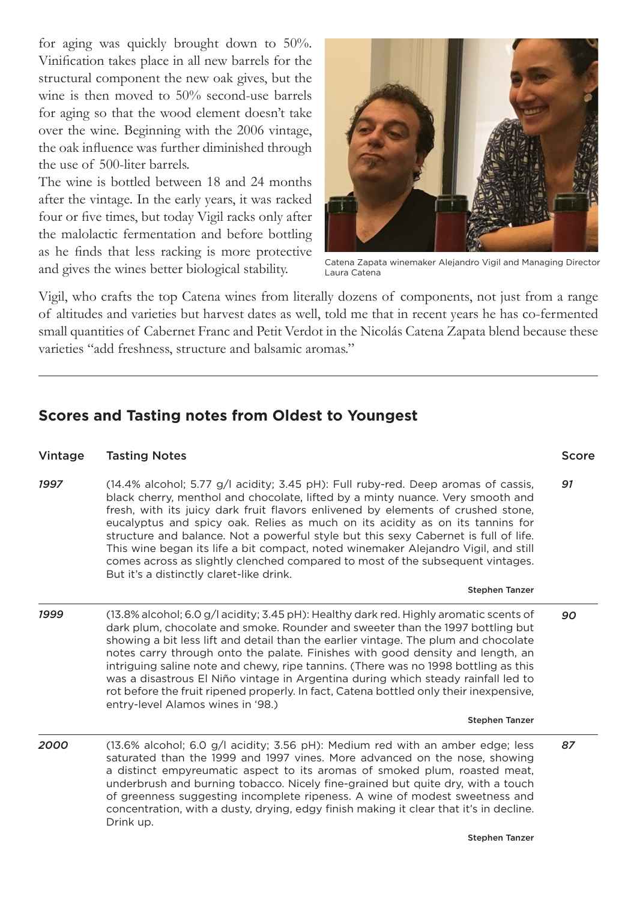for aging was quickly brought down to 50%. Vinification takes place in all new barrels for the structural component the new oak gives, but the wine is then moved to 50% second-use barrels for aging so that the wood element doesn't take over the wine. Beginning with the 2006 vintage, the oak influence was further diminished through the use of 500-liter barrels.

The wine is bottled between 18 and 24 months after the vintage. In the early years, it was racked four or five times, but today Vigil racks only after the malolactic fermentation and before bottling as he finds that less racking is more protective and gives the wines better biological stability.

Catena Zapata winemaker Alejandro Vigil and Managing Director Laura Catena

Vigil, who crafts the top Catena wines from literally dozens of components, not just from a range of altitudes and varieties but harvest dates as well, told me that in recent years he has co-fermented small quantities of Cabernet Franc and Petit Verdot in the Nicolás Catena Zapata blend because these varieties "add freshness, structure and balsamic aromas."

---

## Scores and Tasting notes from Oldest to Youngest

| Vintage | Tasting Notes | Score |
|---|---|---|
| *1997* | (14.4% alcohol; 5.77 g/l acidity; 3.45 pH): Full ruby-red. Deep aromas of cassis, black cherry, menthol and chocolate, lifted by a minty nuance. Very smooth and fresh, with its juicy dark fruit flavors enlivened by elements of crushed stone, eucalyptus and spicy oak. Relies as much on its acidity as on its tannins for structure and balance. Not a powerful style but this sexy Cabernet is full of life. This wine began its life a bit compact, noted winemaker Alejandro Vigil, and still comes across as slightly clenched compared to most of the subsequent vintages. But it's a distinctly claret-like drink. **Stephen Tanzer** | *91* |
| *1999* | (13.8% alcohol; 6.0 g/l acidity; 3.45 pH): Healthy dark red. Highly aromatic scents of dark plum, chocolate and smoke. Rounder and sweeter than the 1997 bottling but showing a bit less lift and detail than the earlier vintage. The plum and chocolate notes carry through onto the palate. Finishes with good density and length, an intriguing saline note and chewy, ripe tannins. (There was no 1998 bottling as this was a disastrous El Niño vintage in Argentina during which steady rainfall led to rot before the fruit ripened properly. In fact, Catena bottled only their inexpensive, entry-level Alamos wines in '98.) **Stephen Tanzer** | *90* |
| *2000* | (13.6% alcohol; 6.0 g/l acidity; 3.56 pH): Medium red with an amber edge; less saturated than the 1999 and 1997 vines. More advanced on the nose, showing a distinct empyreumatic aspect to its aromas of smoked plum, roasted meat, underbrush and burning tobacco. Nicely fine-grained but quite dry, with a touch of greenness suggesting incomplete ripeness. A wine of modest sweetness and concentration, with a dusty, drying, edgy finish making it clear that it's in decline. Drink up. **Stephen Tanzer** | *87* |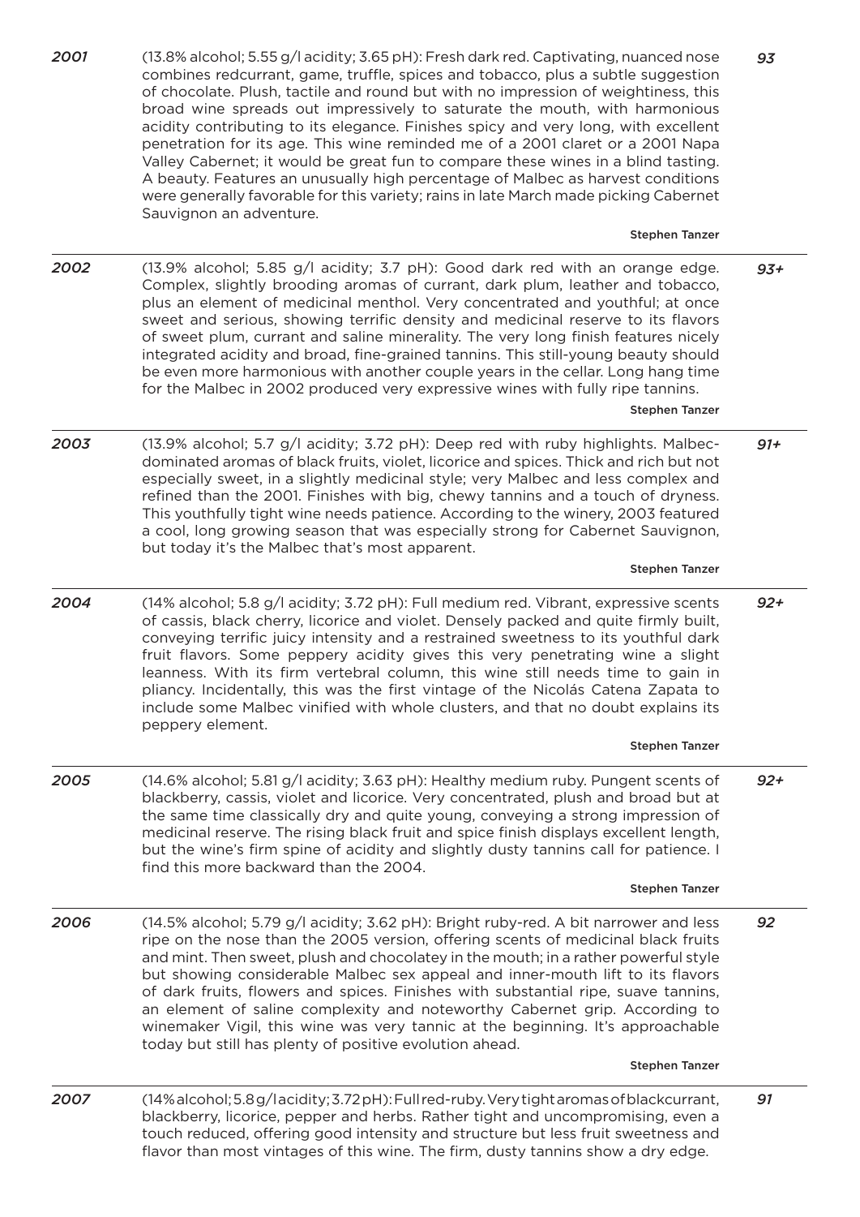*2001* (13.8% alcohol; 5.55 g/l acidity; 3.65 pH): Fresh dark red. Captivating, nuanced nose combines redcurrant, game, truffle, spices and tobacco, plus a subtle suggestion of chocolate. Plush, tactile and round but with no impression of weightiness, this broad wine spreads out impressively to saturate the mouth, with harmonious acidity contributing to its elegance. Finishes spicy and very long, with excellent penetration for its age. This wine reminded me of a 2001 claret or a 2001 Napa Valley Cabernet; it would be great fun to compare these wines in a blind tasting. A beauty. Features an unusually high percentage of Malbec as harvest conditions were generally favorable for this variety; rains in late March made picking Cabernet Sauvignon an adventure. *93*

Stephen Tanzer

---

*2002* (13.9% alcohol; 5.85 g/l acidity; 3.7 pH): Good dark red with an orange edge. Complex, slightly brooding aromas of currant, dark plum, leather and tobacco, plus an element of medicinal menthol. Very concentrated and youthful; at once sweet and serious, showing terrific density and medicinal reserve to its flavors of sweet plum, currant and saline minerality. The very long finish features nicely integrated acidity and broad, fine-grained tannins. This still-young beauty should be even more harmonious with another couple years in the cellar. Long hang time for the Malbec in 2002 produced very expressive wines with fully ripe tannins. *93+*

Stephen Tanzer

---

*2003* (13.9% alcohol; 5.7 g/l acidity; 3.72 pH): Deep red with ruby highlights. Malbec-dominated aromas of black fruits, violet, licorice and spices. Thick and rich but not especially sweet, in a slightly medicinal style; very Malbec and less complex and refined than the 2001. Finishes with big, chewy tannins and a touch of dryness. This youthfully tight wine needs patience. According to the winery, 2003 featured a cool, long growing season that was especially strong for Cabernet Sauvignon, but today it's the Malbec that's most apparent. *91+*

Stephen Tanzer

---

*2004* (14% alcohol; 5.8 g/l acidity; 3.72 pH): Full medium red. Vibrant, expressive scents of cassis, black cherry, licorice and violet. Densely packed and quite firmly built, conveying terrific juicy intensity and a restrained sweetness to its youthful dark fruit flavors. Some peppery acidity gives this very penetrating wine a slight leanness. With its firm vertebral column, this wine still needs time to gain in pliancy. Incidentally, this was the first vintage of the Nicolás Catena Zapata to include some Malbec vinified with whole clusters, and that no doubt explains its peppery element. *92+*

Stephen Tanzer

---

*2005* (14.6% alcohol; 5.81 g/l acidity; 3.63 pH): Healthy medium ruby. Pungent scents of blackberry, cassis, violet and licorice. Very concentrated, plush and broad but at the same time classically dry and quite young, conveying a strong impression of medicinal reserve. The rising black fruit and spice finish displays excellent length, but the wine's firm spine of acidity and slightly dusty tannins call for patience. I find this more backward than the 2004. *92+*

Stephen Tanzer

---

*2006* (14.5% alcohol; 5.79 g/l acidity; 3.62 pH): Bright ruby-red. A bit narrower and less ripe on the nose than the 2005 version, offering scents of medicinal black fruits and mint. Then sweet, plush and chocolatey in the mouth; in a rather powerful style but showing considerable Malbec sex appeal and inner-mouth lift to its flavors of dark fruits, flowers and spices. Finishes with substantial ripe, suave tannins, an element of saline complexity and noteworthy Cabernet grip. According to winemaker Vigil, this wine was very tannic at the beginning. It's approachable today but still has plenty of positive evolution ahead. *92*

Stephen Tanzer

---

*2007* (14% alcohol; 5.8 g/l acidity; 3.72 pH): Full red-ruby. Very tight aromas of blackcurrant, blackberry, licorice, pepper and herbs. Rather tight and uncompromising, even a touch reduced, offering good intensity and structure but less fruit sweetness and flavor than most vintages of this wine. The firm, dusty tannins show a dry edge. *91*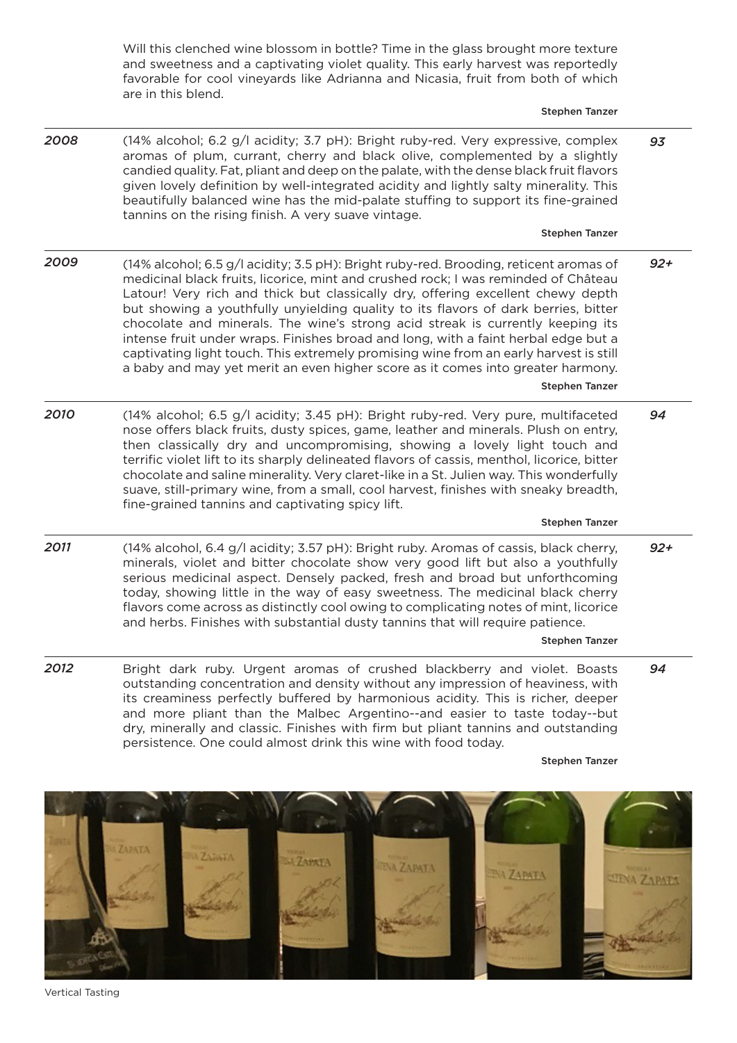Will this clenched wine blossom in bottle? Time in the glass brought more texture and sweetness and a captivating violet quality. This early harvest was reportedly favorable for cool vineyards like Adrianna and Nicasia, fruit from both of which are in this blend.

Stephen Tanzer

*2008* (14% alcohol; 6.2 g/l acidity; 3.7 pH): Bright ruby-red. Very expressive, complex aromas of plum, currant, cherry and black olive, complemented by a slightly candied quality. Fat, pliant and deep on the palate, with the dense black fruit flavors given lovely definition by well-integrated acidity and lightly salty minerality. This beautifully balanced wine has the mid-palate stuffing to support its fine-grained tannins on the rising finish. A very suave vintage. *93*

Stephen Tanzer

*2009* (14% alcohol; 6.5 g/l acidity; 3.5 pH): Bright ruby-red. Brooding, reticent aromas of medicinal black fruits, licorice, mint and crushed rock; I was reminded of Château Latour! Very rich and thick but classically dry, offering excellent chewy depth but showing a youthfully unyielding quality to its flavors of dark berries, bitter chocolate and minerals. The wine's strong acid streak is currently keeping its intense fruit under wraps. Finishes broad and long, with a faint herbal edge but a captivating light touch. This extremely promising wine from an early harvest is still a baby and may yet merit an even higher score as it comes into greater harmony. *92+*

Stephen Tanzer

*2010* (14% alcohol; 6.5 g/l acidity; 3.45 pH): Bright ruby-red. Very pure, multifaceted nose offers black fruits, dusty spices, game, leather and minerals. Plush on entry, then classically dry and uncompromising, showing a lovely light touch and terrific violet lift to its sharply delineated flavors of cassis, menthol, licorice, bitter chocolate and saline minerality. Very claret-like in a St. Julien way. This wonderfully suave, still-primary wine, from a small, cool harvest, finishes with sneaky breadth, fine-grained tannins and captivating spicy lift. *94*

Stephen Tanzer

*2011* (14% alcohol, 6.4 g/l acidity; 3.57 pH): Bright ruby. Aromas of cassis, black cherry, minerals, violet and bitter chocolate show very good lift but also a youthfully serious medicinal aspect. Densely packed, fresh and broad but unforthcoming today, showing little in the way of easy sweetness. The medicinal black cherry flavors come across as distinctly cool owing to complicating notes of mint, licorice and herbs. Finishes with substantial dusty tannins that will require patience. *92+*

Stephen Tanzer

*2012* Bright dark ruby. Urgent aromas of crushed blackberry and violet. Boasts outstanding concentration and density without any impression of heaviness, with its creaminess perfectly buffered by harmonious acidity. This is richer, deeper and more pliant than the Malbec Argentino--and easier to taste today--but dry, minerally and classic. Finishes with firm but pliant tannins and outstanding persistence. One could almost drink this wine with food today. *94*

Stephen Tanzer

Vertical Tasting